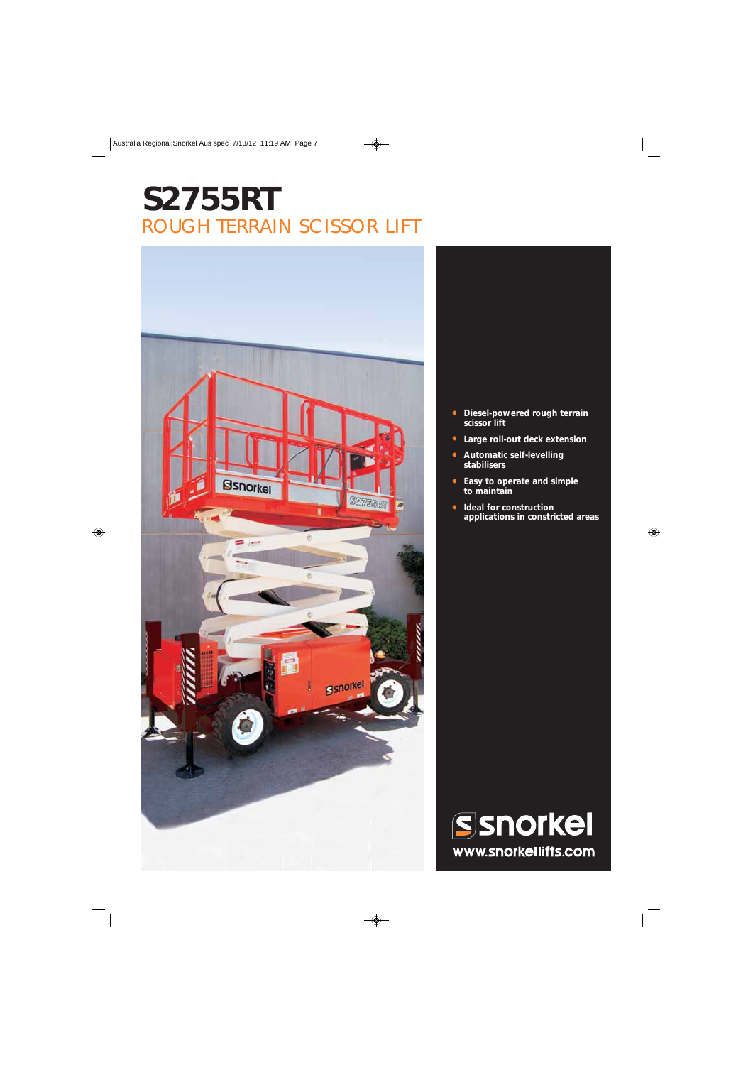# S2755RT

## ROUGH TERRAIN SCISSOR LIFT

- **Diesel-powered rough terrain scissor lift**
- **Large roll-out deck extension**
- **Automatic self-levelling stabilisers**
- **Easy to operate and simple to maintain**
- **Ideal for construction applications in constricted areas**

**snorkel**

**www.snorkellifts.com**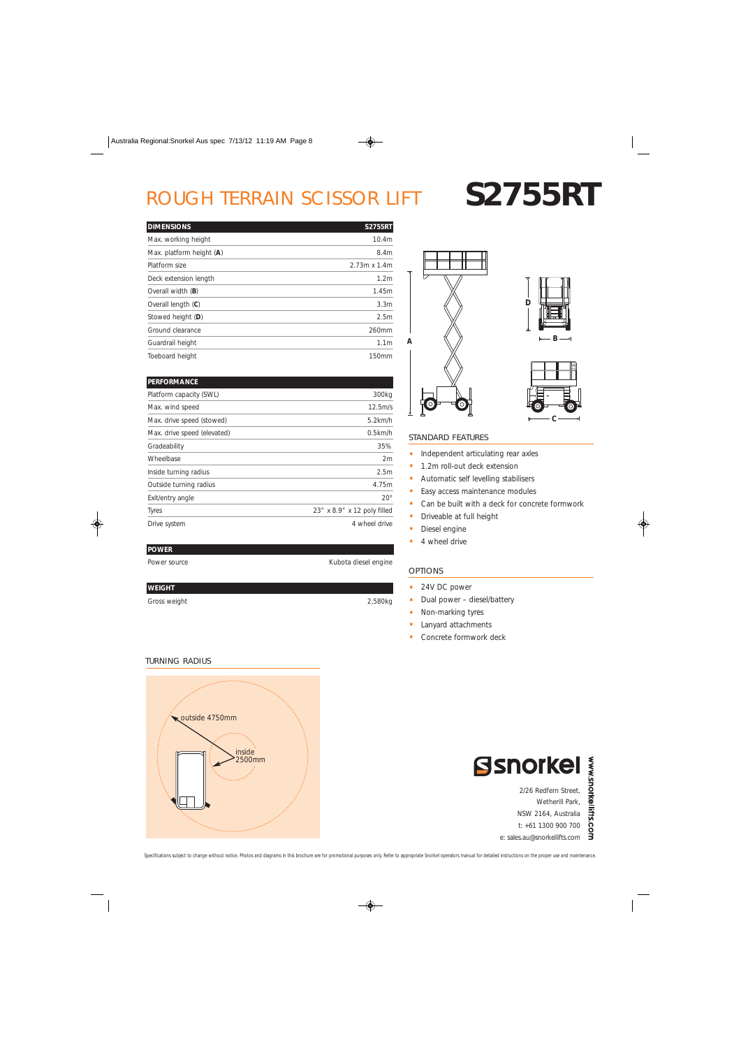# ROUGH TERRAIN SCISSOR LIFT **S2755RT**

| DIMENSIONS | S2755RT |
|---|---|
| Max. working height | 10.4m |
| Max. platform height (**A**) | 8.4m |
| Platform size | 2.73m x 1.4m |
| Deck extension length | 1.2m |
| Overall width (**B**) | 1.45m |
| Overall length (**C**) | 3.3m |
| Stowed height (**D**) | 2.5m |
| Ground clearance | 260mm |
| Guardrail height | 1.1m |
| Toeboard height | 150mm |

| PERFORMANCE | |
|---|---|
| Platform capacity (SWL) | 300kg |
| Max. wind speed | 12.5m/s |
| Max. drive speed (stowed) | 5.2km/h |
| Max. drive speed (elevated) | 0.5km/h |
| Gradeability | 35% |
| Wheelbase | 2m |
| Inside turning radius | 2.5m |
| Outside turning radius | 4.75m |
| Exit/entry angle | 20° |
| Tyres | 23" x 8.9" x 12 poly filled |
| Drive system | 4 wheel drive |

| POWER | |
|---|---|
| Power source | Kubota diesel engine |

| WEIGHT | |
|---|---|
| Gross weight | 2,580kg |

A

D

B

C

## STANDARD FEATURES

- Independent articulating rear axles
- 1.2m roll-out deck extension
- Automatic self levelling stabilisers
- Easy access maintenance modules
- Can be built with a deck for concrete formwork
- Driveable at full height
- Diesel engine
- 4 wheel drive

## OPTIONS

- 24V DC power
- Dual power – diesel/battery
- Non-marking tyres
- Lanyard attachments
- Concrete formwork deck

## TURNING RADIUS

outside 4750mm

inside 2500mm

**snorkel**

2/26 Redfern Street,
Wetherill Park,
NSW 2164, Australia
t: +61 1300 900 700
e: sales.au@snorkellifts.com

www.snorkellifts.com

Specifications subject to change without notice. Photos and diagrams in this brochure are for promotional purposes only. Refer to appropriate Snorkel operators manual for detailed instructions on the proper use and maintenance.